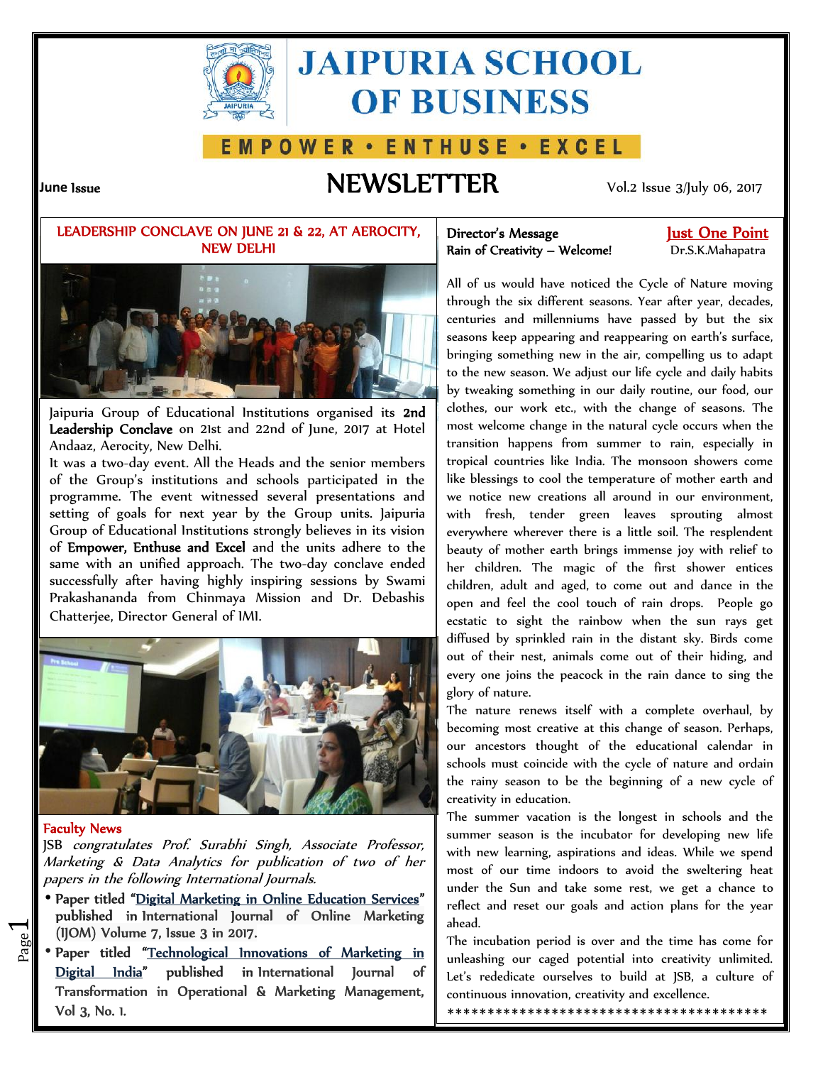# JAIPURIA SCHOOL OF BUSINESS

EMPOWER • ENTHUSE • EXCEL

June Issue

# NEWSLETTER

Vol.2 Issue 3/July 06, 2017

## LEADERSHIP CONCLAVE ON JUNE 21 & 22, AT AEROCITY, NEW DELHI

Jaipuria Group of Educational Institutions organised its **2nd Leadership Conclave** on 21st and 22nd of June, 2017 at Hotel Andaaz, Aerocity, New Delhi.

It was a two-day event. All the Heads and the senior members of the Group's institutions and schools participated in the programme. The event witnessed several presentations and setting of goals for next year by the Group units. Jaipuria Group of Educational Institutions strongly believes in its vision of **Empower, Enthuse and Excel** and the units adhere to the same with an unified approach. The two-day conclave ended successfully after having highly inspiring sessions by Swami Prakashananda from Chinmaya Mission and Dr. Debashis Chatterjee, Director General of IMI.

## Faculty News

JSB *congratulates Prof. Surabhi Singh, Associate Professor, Marketing & Data Analytics for publication of two of her papers in the following International Journals.*

- Paper titled "Digital Marketing in Online Education Services" published in International Journal of Online Marketing (IJOM) Volume 7, Issue 3 in 2017.
- Paper titled "Technological Innovations of Marketing in Digital India" published in International Journal of Transformation in Operational & Marketing Management, Vol 3, No. 1.

## Director's Message

**Just One Point**

**Rain of Creativity – Welcome!**

Dr.S.K.Mahapatra

All of us would have noticed the Cycle of Nature moving through the six different seasons. Year after year, decades, centuries and millenniums have passed by but the six seasons keep appearing and reappearing on earth's surface, bringing something new in the air, compelling us to adapt to the new season. We adjust our life cycle and daily habits by tweaking something in our daily routine, our food, our clothes, our work etc., with the change of seasons. The most welcome change in the natural cycle occurs when the transition happens from summer to rain, especially in tropical countries like India. The monsoon showers come like blessings to cool the temperature of mother earth and we notice new creations all around in our environment, with fresh, tender green leaves sprouting almost everywhere wherever there is a little soil. The resplendent beauty of mother earth brings immense joy with relief to her children. The magic of the first shower entices children, adult and aged, to come out and dance in the open and feel the cool touch of rain drops. People go ecstatic to sight the rainbow when the sun rays get diffused by sprinkled rain in the distant sky. Birds come out of their nest, animals come out of their hiding, and every one joins the peacock in the rain dance to sing the glory of nature.

The nature renews itself with a complete overhaul, by becoming most creative at this change of season. Perhaps, our ancestors thought of the educational calendar in schools must coincide with the cycle of nature and ordain the rainy season to be the beginning of a new cycle of creativity in education.

The summer vacation is the longest in schools and the summer season is the incubator for developing new life with new learning, aspirations and ideas. While we spend most of our time indoors to avoid the sweltering heat under the Sun and take some rest, we get a chance to reflect and reset our goals and action plans for the year ahead.

The incubation period is over and the time has come for unleashing our caged potential into creativity unlimited. Let's rededicate ourselves to build at JSB, a culture of continuous innovation, creativity and excellence.

\*\*\*\*\*\*\*\*\*\*\*\*\*\*\*\*\*\*\*\*\*\*\*\*\*\*\*\*\*\*\*\*\*\*\*\*\*\*\*\*\*\*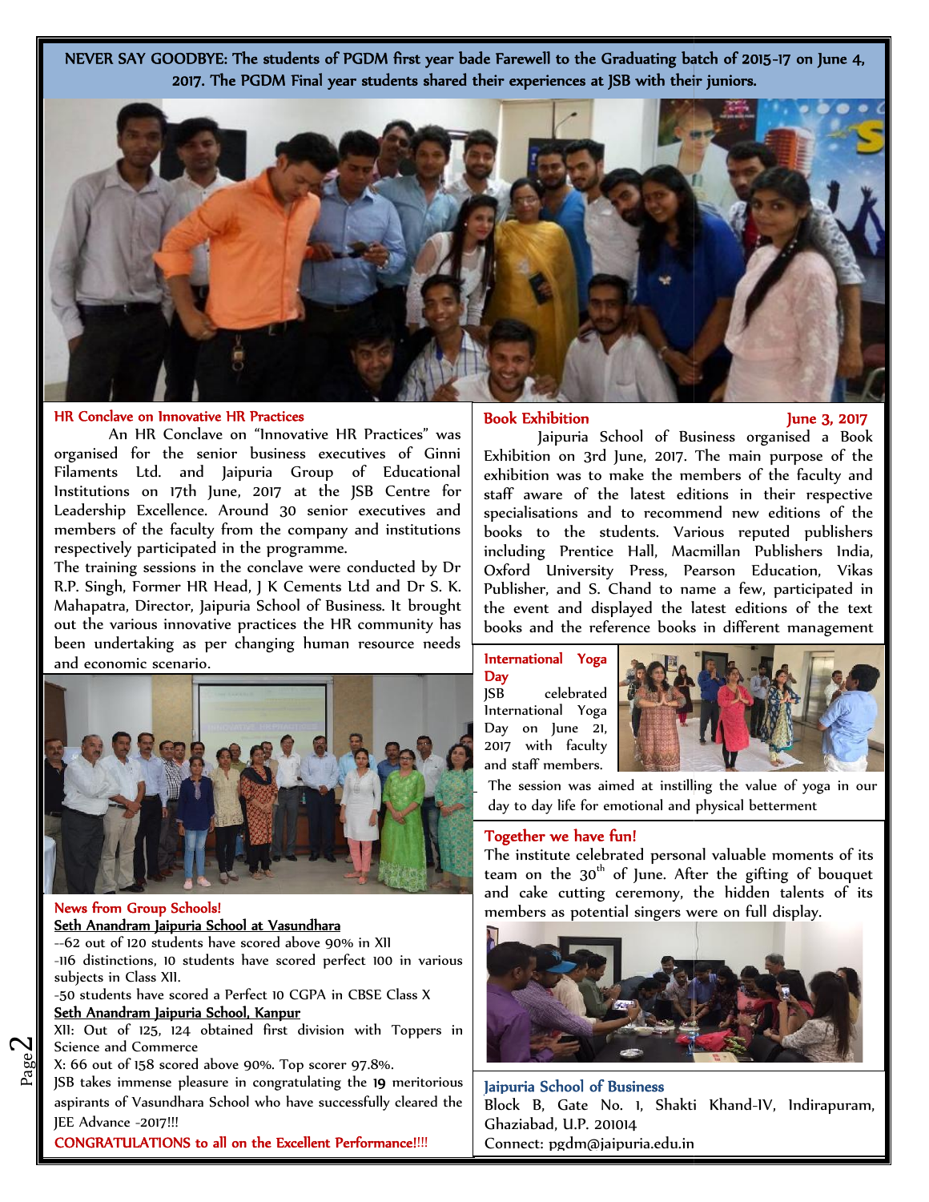**NEVER SAY GOODBYE: The students of PGDM first year bade Farewell to the Graduating batch of 2015-17 on June 4, 2017. The PGDM Final year students shared their experiences at JSB with their juniors.**

## HR Conclave on Innovative HR Practices

An HR Conclave on "Innovative HR Practices" was organised for the senior business executives of Ginni Filaments Ltd. and Jaipuria Group of Educational Institutions on 17th June, 2017 at the JSB Centre for Leadership Excellence. Around 30 senior executives and members of the faculty from the company and institutions respectively participated in the programme.

The training sessions in the conclave were conducted by Dr R.P. Singh, Former HR Head, J K Cements Ltd and Dr S. K. Mahapatra, Director, Jaipuria School of Business. It brought out the various innovative practices the HR community has been undertaking as per changing human resource needs and economic scenario.

## News from Group Schools!

**Seth Anandram Jaipuria School at Vasundhara**

--62 out of 120 students have scored above 90% in XII

-116 distinctions, 10 students have scored perfect 100 in various subjects in Class XII.

-50 students have scored a Perfect 10 CGPA in CBSE Class X

**Seth Anandram Jaipuria School, Kanpur**

XII: Out of 125, 124 obtained first division with Toppers in Science and Commerce

X: 66 out of 158 scored above 90%. Top scorer 97.8%.

JSB takes immense pleasure in congratulating the 19 meritorious aspirants of Vasundhara School who have successfully cleared the JEE Advance -2017!!!

**CONGRATULATIONS to all on the Excellent Performance!!!!**

## Book Exhibition — June 3, 2017

Jaipuria School of Business organised a Book Exhibition on 3rd June, 2017. The main purpose of the exhibition was to make the members of the faculty and staff aware of the latest editions in their respective specialisations and to recommend new editions of the books to the students. Various reputed publishers including Prentice Hall, Macmillan Publishers India, Oxford University Press, Pearson Education, Vikas Publisher, and S. Chand to name a few, participated in the event and displayed the latest editions of the text books and the reference books in different management

## International Yoga Day

JSB celebrated International Yoga Day on June 21, 2017 with faculty and staff members.

The session was aimed at instilling the value of yoga in our day to day life for emotional and physical betterment

## Together we have fun!

The institute celebrated personal valuable moments of its team on the 30th of June. After the gifting of bouquet and cake cutting ceremony, the hidden talents of its members as potential singers were on full display.

**Jaipuria School of Business**

Block B, Gate No. 1, Shakti Khand-IV, Indirapuram, Ghaziabad, U.P. 201014

Connect: pgdm@jaipuria.edu.in